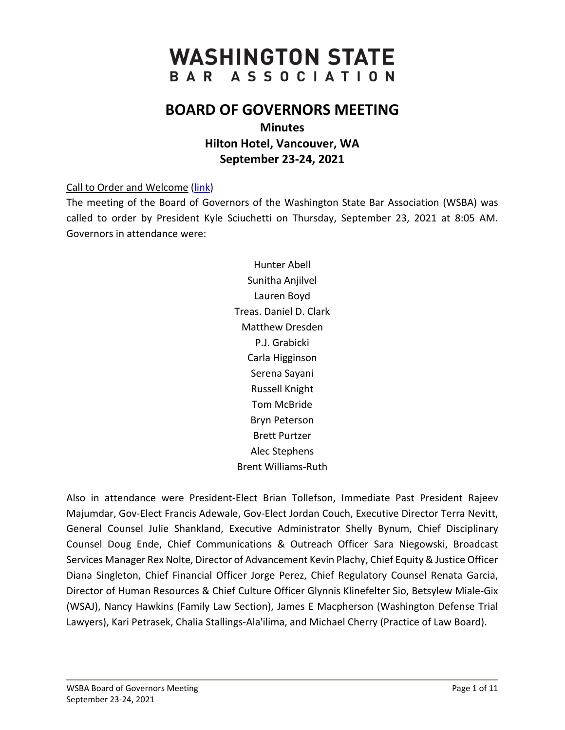# WASHINGTON STATE BAR ASSOCIATION

## BOARD OF GOVERNORS MEETING

### Minutes
### Hilton Hotel, Vancouver, WA
### September 23-24, 2021

Call to Order and Welcome (link)

The meeting of the Board of Governors of the Washington State Bar Association (WSBA) was called to order by President Kyle Sciuchetti on Thursday, September 23, 2021 at 8:05 AM. Governors in attendance were:

Hunter Abell
Sunitha Anjilvel
Lauren Boyd
Treas. Daniel D. Clark
Matthew Dresden
P.J. Grabicki
Carla Higginson
Serena Sayani
Russell Knight
Tom McBride
Bryn Peterson
Brett Purtzer
Alec Stephens
Brent Williams-Ruth

Also in attendance were President-Elect Brian Tollefson, Immediate Past President Rajeev Majumdar, Gov-Elect Francis Adewale, Gov-Elect Jordan Couch, Executive Director Terra Nevitt, General Counsel Julie Shankland, Executive Administrator Shelly Bynum, Chief Disciplinary Counsel Doug Ende, Chief Communications & Outreach Officer Sara Niegowski, Broadcast Services Manager Rex Nolte, Director of Advancement Kevin Plachy, Chief Equity & Justice Officer Diana Singleton, Chief Financial Officer Jorge Perez, Chief Regulatory Counsel Renata Garcia, Director of Human Resources & Chief Culture Officer Glynnis Klinefelter Sio, Betsylew Miale-Gix (WSAJ), Nancy Hawkins (Family Law Section), James E Macpherson (Washington Defense Trial Lawyers), Kari Petrasek, Chalia Stallings-Ala'ilima, and Michael Cherry (Practice of Law Board).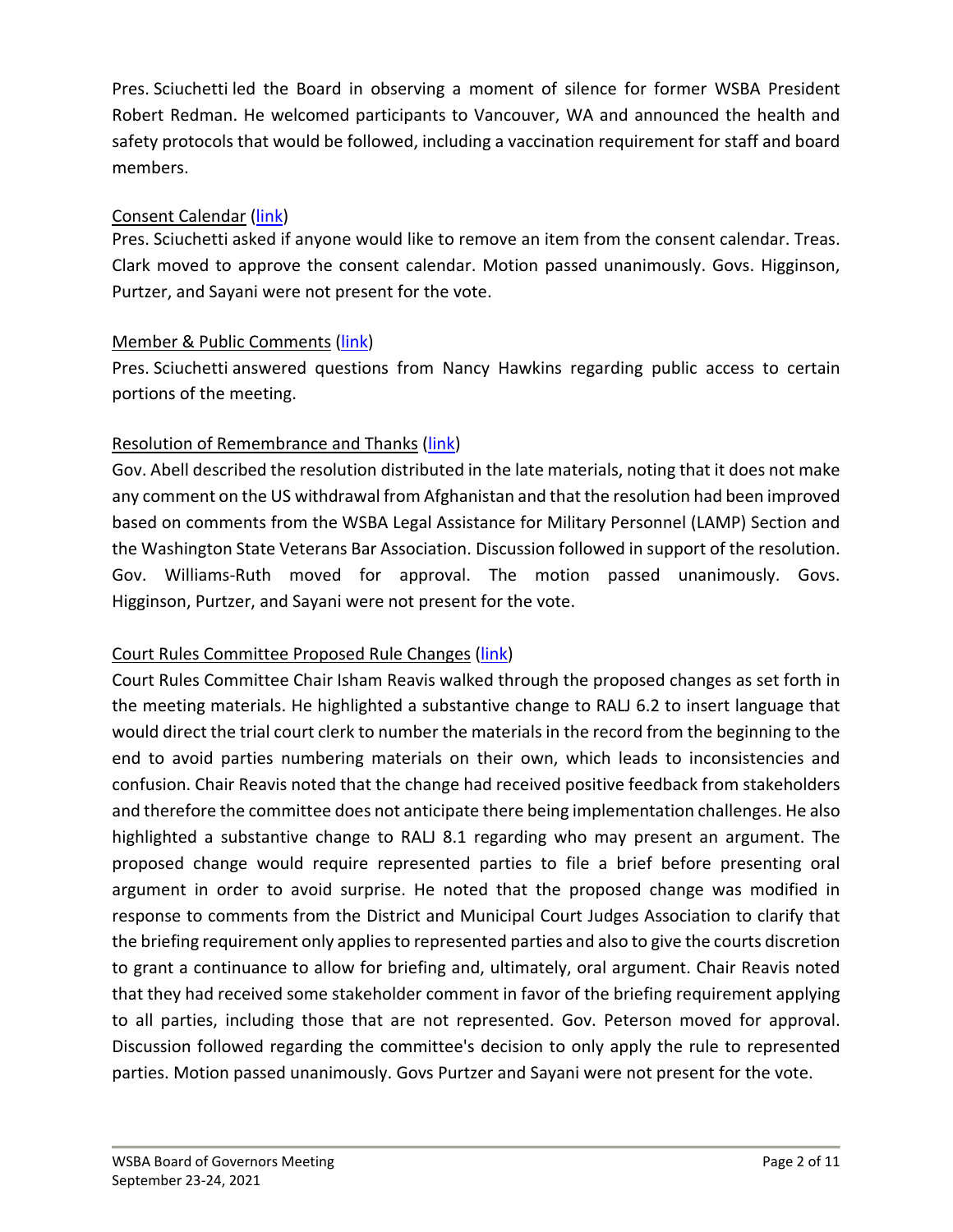Pres. Sciuchetti led the Board in observing a moment of silence for former WSBA President Robert Redman. He welcomed participants to Vancouver, WA and announced the health and safety protocols that would be followed, including a vaccination requirement for staff and board members.

Consent Calendar (link)
Pres. Sciuchetti asked if anyone would like to remove an item from the consent calendar. Treas. Clark moved to approve the consent calendar. Motion passed unanimously. Govs. Higginson, Purtzer, and Sayani were not present for the vote.

Member & Public Comments (link)
Pres. Sciuchetti answered questions from Nancy Hawkins regarding public access to certain portions of the meeting.

Resolution of Remembrance and Thanks (link)
Gov. Abell described the resolution distributed in the late materials, noting that it does not make any comment on the US withdrawal from Afghanistan and that the resolution had been improved based on comments from the WSBA Legal Assistance for Military Personnel (LAMP) Section and the Washington State Veterans Bar Association. Discussion followed in support of the resolution. Gov. Williams-Ruth moved for approval. The motion passed unanimously. Govs. Higginson, Purtzer, and Sayani were not present for the vote.

Court Rules Committee Proposed Rule Changes (link)
Court Rules Committee Chair Isham Reavis walked through the proposed changes as set forth in the meeting materials. He highlighted a substantive change to RALJ 6.2 to insert language that would direct the trial court clerk to number the materials in the record from the beginning to the end to avoid parties numbering materials on their own, which leads to inconsistencies and confusion. Chair Reavis noted that the change had received positive feedback from stakeholders and therefore the committee does not anticipate there being implementation challenges. He also highlighted a substantive change to RALJ 8.1 regarding who may present an argument. The proposed change would require represented parties to file a brief before presenting oral argument in order to avoid surprise. He noted that the proposed change was modified in response to comments from the District and Municipal Court Judges Association to clarify that the briefing requirement only applies to represented parties and also to give the courts discretion to grant a continuance to allow for briefing and, ultimately, oral argument. Chair Reavis noted that they had received some stakeholder comment in favor of the briefing requirement applying to all parties, including those that are not represented. Gov. Peterson moved for approval. Discussion followed regarding the committee's decision to only apply the rule to represented parties. Motion passed unanimously. Govs Purtzer and Sayani were not present for the vote.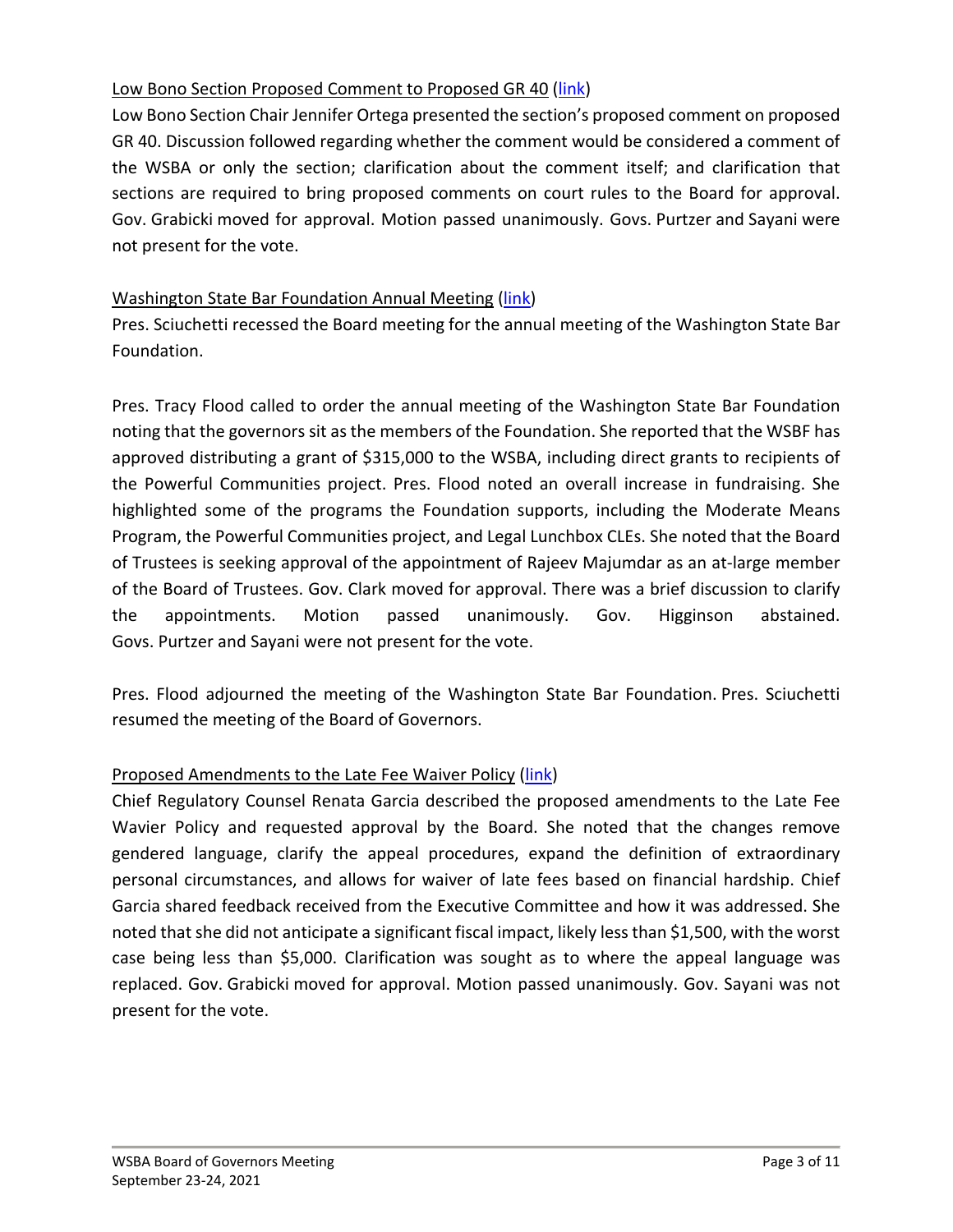Low Bono Section Proposed Comment to Proposed GR 40 (link)

Low Bono Section Chair Jennifer Ortega presented the section's proposed comment on proposed GR 40. Discussion followed regarding whether the comment would be considered a comment of the WSBA or only the section; clarification about the comment itself; and clarification that sections are required to bring proposed comments on court rules to the Board for approval. Gov. Grabicki moved for approval. Motion passed unanimously. Govs. Purtzer and Sayani were not present for the vote.

Washington State Bar Foundation Annual Meeting (link)

Pres. Sciuchetti recessed the Board meeting for the annual meeting of the Washington State Bar Foundation.

Pres. Tracy Flood called to order the annual meeting of the Washington State Bar Foundation noting that the governors sit as the members of the Foundation. She reported that the WSBF has approved distributing a grant of $315,000 to the WSBA, including direct grants to recipients of the Powerful Communities project. Pres. Flood noted an overall increase in fundraising. She highlighted some of the programs the Foundation supports, including the Moderate Means Program, the Powerful Communities project, and Legal Lunchbox CLEs. She noted that the Board of Trustees is seeking approval of the appointment of Rajeev Majumdar as an at-large member of the Board of Trustees. Gov. Clark moved for approval. There was a brief discussion to clarify the appointments. Motion passed unanimously. Gov. Higginson abstained. Govs. Purtzer and Sayani were not present for the vote.

Pres. Flood adjourned the meeting of the Washington State Bar Foundation. Pres. Sciuchetti resumed the meeting of the Board of Governors.

Proposed Amendments to the Late Fee Waiver Policy (link)

Chief Regulatory Counsel Renata Garcia described the proposed amendments to the Late Fee Wavier Policy and requested approval by the Board. She noted that the changes remove gendered language, clarify the appeal procedures, expand the definition of extraordinary personal circumstances, and allows for waiver of late fees based on financial hardship. Chief Garcia shared feedback received from the Executive Committee and how it was addressed. She noted that she did not anticipate a significant fiscal impact, likely less than $1,500, with the worst case being less than $5,000. Clarification was sought as to where the appeal language was replaced. Gov. Grabicki moved for approval. Motion passed unanimously. Gov. Sayani was not present for the vote.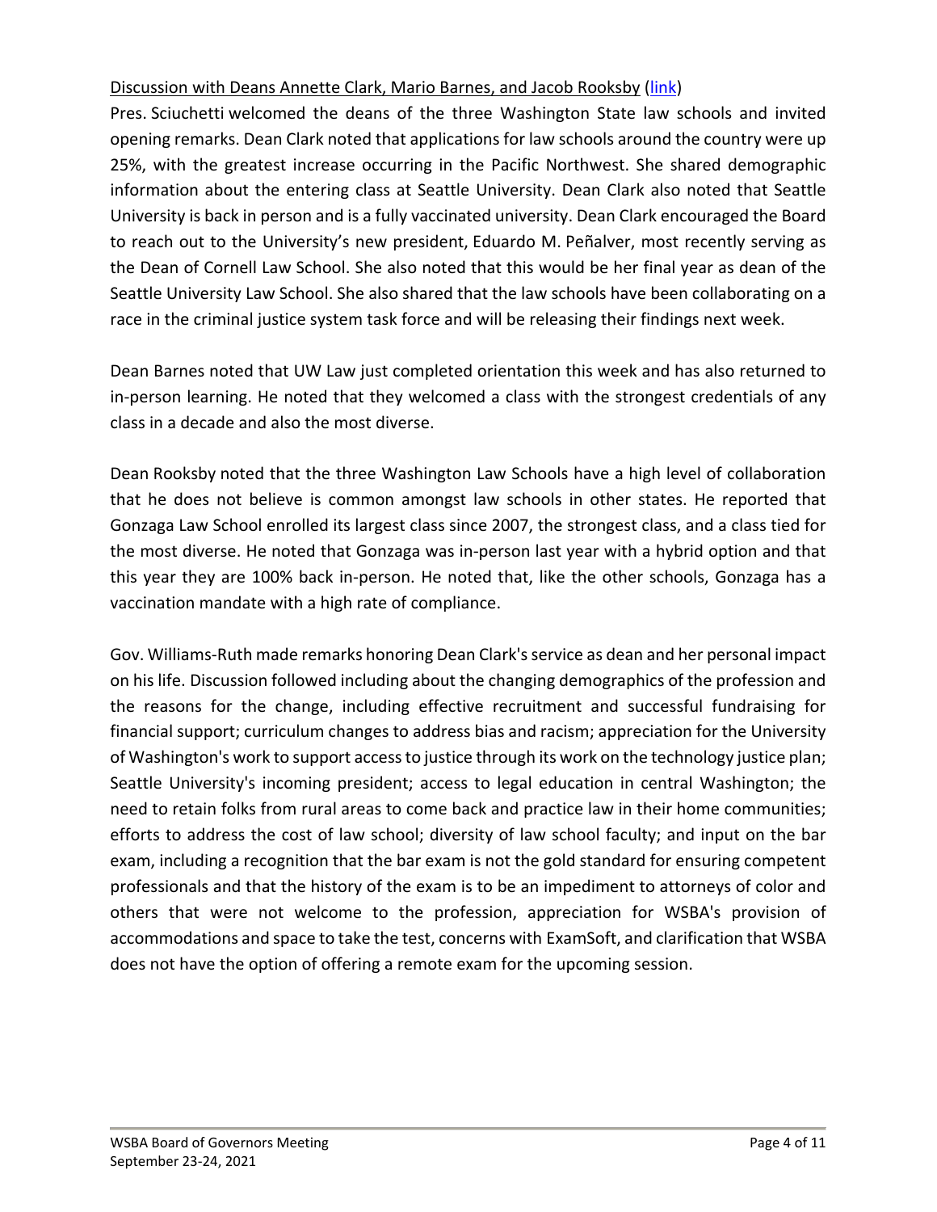Discussion with Deans Annette Clark, Mario Barnes, and Jacob Rooksby (link)

Pres. Sciuchetti welcomed the deans of the three Washington State law schools and invited opening remarks. Dean Clark noted that applications for law schools around the country were up 25%, with the greatest increase occurring in the Pacific Northwest. She shared demographic information about the entering class at Seattle University. Dean Clark also noted that Seattle University is back in person and is a fully vaccinated university. Dean Clark encouraged the Board to reach out to the University's new president, Eduardo M. Peñalver, most recently serving as the Dean of Cornell Law School. She also noted that this would be her final year as dean of the Seattle University Law School. She also shared that the law schools have been collaborating on a race in the criminal justice system task force and will be releasing their findings next week.

Dean Barnes noted that UW Law just completed orientation this week and has also returned to in-person learning. He noted that they welcomed a class with the strongest credentials of any class in a decade and also the most diverse.

Dean Rooksby noted that the three Washington Law Schools have a high level of collaboration that he does not believe is common amongst law schools in other states. He reported that Gonzaga Law School enrolled its largest class since 2007, the strongest class, and a class tied for the most diverse. He noted that Gonzaga was in-person last year with a hybrid option and that this year they are 100% back in-person. He noted that, like the other schools, Gonzaga has a vaccination mandate with a high rate of compliance.

Gov. Williams-Ruth made remarks honoring Dean Clark's service as dean and her personal impact on his life. Discussion followed including about the changing demographics of the profession and the reasons for the change, including effective recruitment and successful fundraising for financial support; curriculum changes to address bias and racism; appreciation for the University of Washington's work to support access to justice through its work on the technology justice plan; Seattle University's incoming president; access to legal education in central Washington; the need to retain folks from rural areas to come back and practice law in their home communities; efforts to address the cost of law school; diversity of law school faculty; and input on the bar exam, including a recognition that the bar exam is not the gold standard for ensuring competent professionals and that the history of the exam is to be an impediment to attorneys of color and others that were not welcome to the profession, appreciation for WSBA's provision of accommodations and space to take the test, concerns with ExamSoft, and clarification that WSBA does not have the option of offering a remote exam for the upcoming session.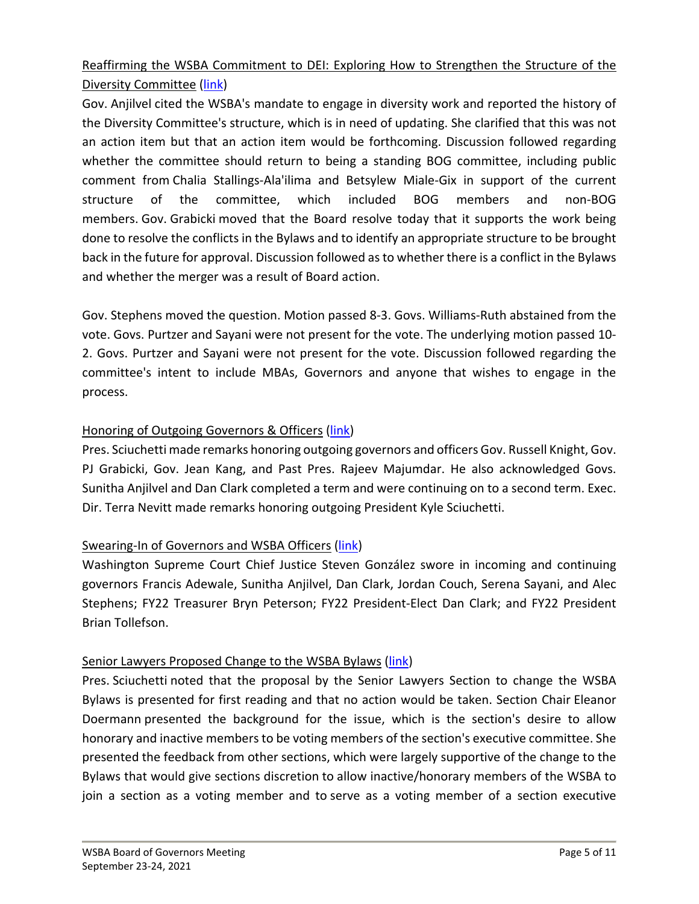Reaffirming the WSBA Commitment to DEI: Exploring How to Strengthen the Structure of the Diversity Committee (link)

Gov. Anjilvel cited the WSBA's mandate to engage in diversity work and reported the history of the Diversity Committee's structure, which is in need of updating. She clarified that this was not an action item but that an action item would be forthcoming. Discussion followed regarding whether the committee should return to being a standing BOG committee, including public comment from Chalia Stallings-Ala'ilima and Betsylew Miale-Gix in support of the current structure of the committee, which included BOG members and non-BOG members. Gov. Grabicki moved that the Board resolve today that it supports the work being done to resolve the conflicts in the Bylaws and to identify an appropriate structure to be brought back in the future for approval. Discussion followed as to whether there is a conflict in the Bylaws and whether the merger was a result of Board action.

Gov. Stephens moved the question. Motion passed 8-3. Govs. Williams-Ruth abstained from the vote. Govs. Purtzer and Sayani were not present for the vote. The underlying motion passed 10-2. Govs. Purtzer and Sayani were not present for the vote. Discussion followed regarding the committee's intent to include MBAs, Governors and anyone that wishes to engage in the process.

Honoring of Outgoing Governors & Officers (link)

Pres. Sciuchetti made remarks honoring outgoing governors and officers Gov. Russell Knight, Gov. PJ Grabicki, Gov. Jean Kang, and Past Pres. Rajeev Majumdar. He also acknowledged Govs. Sunitha Anjilvel and Dan Clark completed a term and were continuing on to a second term. Exec. Dir. Terra Nevitt made remarks honoring outgoing President Kyle Sciuchetti.

Swearing-In of Governors and WSBA Officers (link)

Washington Supreme Court Chief Justice Steven González swore in incoming and continuing governors Francis Adewale, Sunitha Anjilvel, Dan Clark, Jordan Couch, Serena Sayani, and Alec Stephens; FY22 Treasurer Bryn Peterson; FY22 President-Elect Dan Clark; and FY22 President Brian Tollefson.

Senior Lawyers Proposed Change to the WSBA Bylaws (link)

Pres. Sciuchetti noted that the proposal by the Senior Lawyers Section to change the WSBA Bylaws is presented for first reading and that no action would be taken. Section Chair Eleanor Doermann presented the background for the issue, which is the section's desire to allow honorary and inactive members to be voting members of the section's executive committee. She presented the feedback from other sections, which were largely supportive of the change to the Bylaws that would give sections discretion to allow inactive/honorary members of the WSBA to join a section as a voting member and to serve as a voting member of a section executive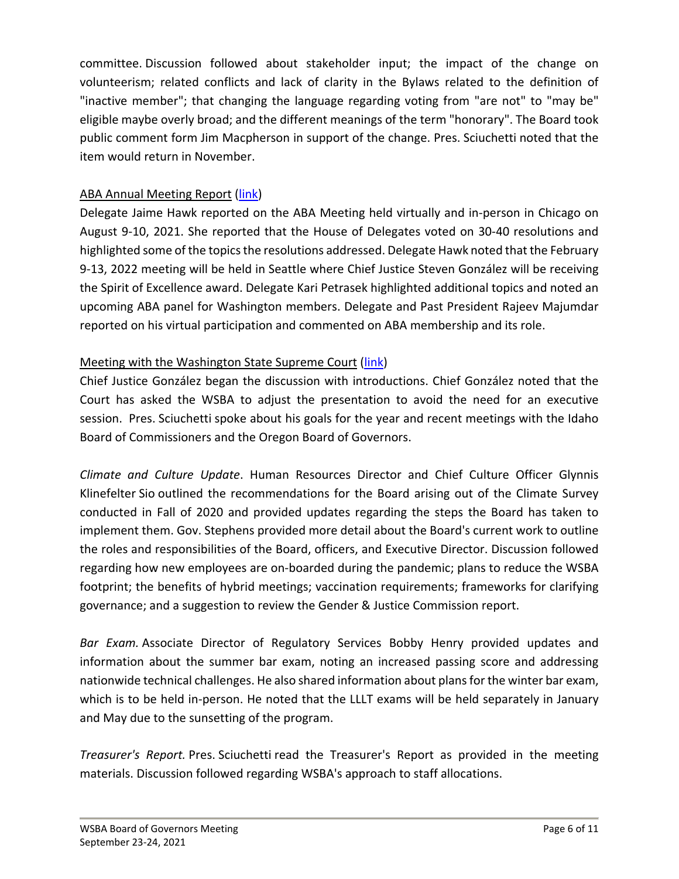committee. Discussion followed about stakeholder input; the impact of the change on volunteerism; related conflicts and lack of clarity in the Bylaws related to the definition of "inactive member"; that changing the language regarding voting from "are not" to "may be" eligible maybe overly broad; and the different meanings of the term "honorary". The Board took public comment form Jim Macpherson in support of the change. Pres. Sciuchetti noted that the item would return in November.

ABA Annual Meeting Report (link)

Delegate Jaime Hawk reported on the ABA Meeting held virtually and in-person in Chicago on August 9-10, 2021. She reported that the House of Delegates voted on 30-40 resolutions and highlighted some of the topics the resolutions addressed. Delegate Hawk noted that the February 9-13, 2022 meeting will be held in Seattle where Chief Justice Steven González will be receiving the Spirit of Excellence award. Delegate Kari Petrasek highlighted additional topics and noted an upcoming ABA panel for Washington members. Delegate and Past President Rajeev Majumdar reported on his virtual participation and commented on ABA membership and its role.

Meeting with the Washington State Supreme Court (link)

Chief Justice González began the discussion with introductions. Chief González noted that the Court has asked the WSBA to adjust the presentation to avoid the need for an executive session. Pres. Sciuchetti spoke about his goals for the year and recent meetings with the Idaho Board of Commissioners and the Oregon Board of Governors.

*Climate and Culture Update*. Human Resources Director and Chief Culture Officer Glynnis Klinefelter Sio outlined the recommendations for the Board arising out of the Climate Survey conducted in Fall of 2020 and provided updates regarding the steps the Board has taken to implement them. Gov. Stephens provided more detail about the Board's current work to outline the roles and responsibilities of the Board, officers, and Executive Director. Discussion followed regarding how new employees are on-boarded during the pandemic; plans to reduce the WSBA footprint; the benefits of hybrid meetings; vaccination requirements; frameworks for clarifying governance; and a suggestion to review the Gender & Justice Commission report.

*Bar Exam.* Associate Director of Regulatory Services Bobby Henry provided updates and information about the summer bar exam, noting an increased passing score and addressing nationwide technical challenges. He also shared information about plans for the winter bar exam, which is to be held in-person. He noted that the LLLT exams will be held separately in January and May due to the sunsetting of the program.

*Treasurer's Report.* Pres. Sciuchetti read the Treasurer's Report as provided in the meeting materials. Discussion followed regarding WSBA's approach to staff allocations.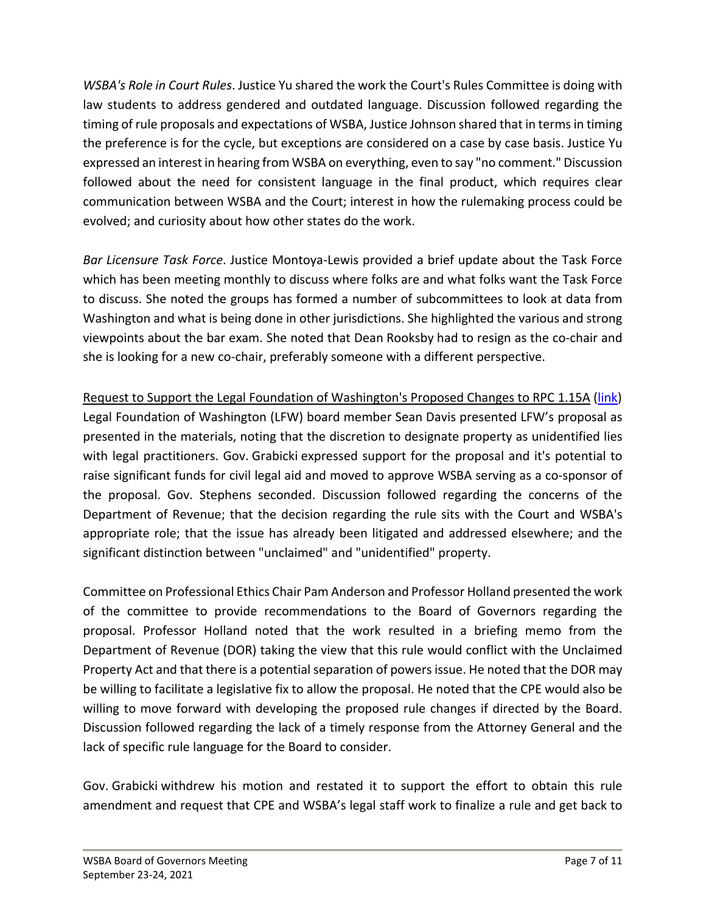*WSBA's Role in Court Rules*. Justice Yu shared the work the Court's Rules Committee is doing with law students to address gendered and outdated language. Discussion followed regarding the timing of rule proposals and expectations of WSBA, Justice Johnson shared that in terms in timing the preference is for the cycle, but exceptions are considered on a case by case basis. Justice Yu expressed an interest in hearing from WSBA on everything, even to say "no comment." Discussion followed about the need for consistent language in the final product, which requires clear communication between WSBA and the Court; interest in how the rulemaking process could be evolved; and curiosity about how other states do the work.

*Bar Licensure Task Force*. Justice Montoya-Lewis provided a brief update about the Task Force which has been meeting monthly to discuss where folks are and what folks want the Task Force to discuss. She noted the groups has formed a number of subcommittees to look at data from Washington and what is being done in other jurisdictions. She highlighted the various and strong viewpoints about the bar exam. She noted that Dean Rooksby had to resign as the co-chair and she is looking for a new co-chair, preferably someone with a different perspective.

<u>Request to Support the Legal Foundation of Washington's Proposed Changes to RPC 1.15A</u> ([link]) Legal Foundation of Washington (LFW) board member Sean Davis presented LFW's proposal as presented in the materials, noting that the discretion to designate property as unidentified lies with legal practitioners. Gov. Grabicki expressed support for the proposal and it's potential to raise significant funds for civil legal aid and moved to approve WSBA serving as a co-sponsor of the proposal. Gov. Stephens seconded. Discussion followed regarding the concerns of the Department of Revenue; that the decision regarding the rule sits with the Court and WSBA's appropriate role; that the issue has already been litigated and addressed elsewhere; and the significant distinction between "unclaimed" and "unidentified" property.

Committee on Professional Ethics Chair Pam Anderson and Professor Holland presented the work of the committee to provide recommendations to the Board of Governors regarding the proposal. Professor Holland noted that the work resulted in a briefing memo from the Department of Revenue (DOR) taking the view that this rule would conflict with the Unclaimed Property Act and that there is a potential separation of powers issue. He noted that the DOR may be willing to facilitate a legislative fix to allow the proposal. He noted that the CPE would also be willing to move forward with developing the proposed rule changes if directed by the Board. Discussion followed regarding the lack of a timely response from the Attorney General and the lack of specific rule language for the Board to consider.

Gov. Grabicki withdrew his motion and restated it to support the effort to obtain this rule amendment and request that CPE and WSBA's legal staff work to finalize a rule and get back to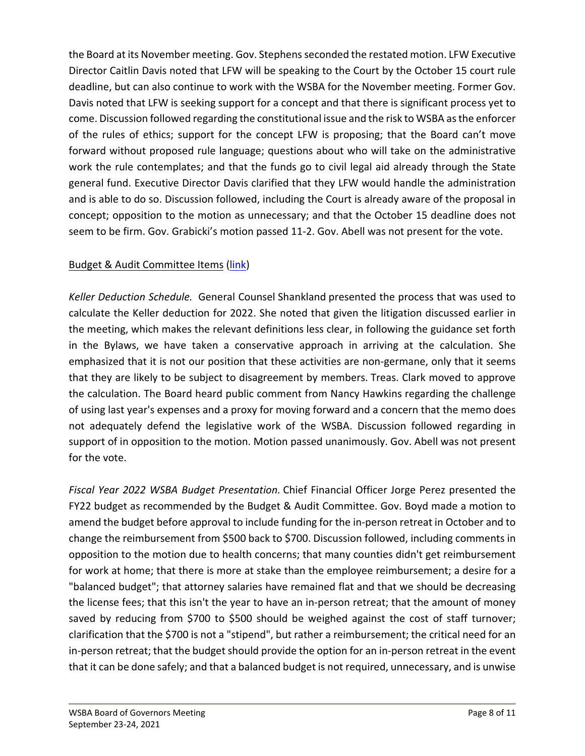the Board at its November meeting. Gov. Stephens seconded the restated motion. LFW Executive Director Caitlin Davis noted that LFW will be speaking to the Court by the October 15 court rule deadline, but can also continue to work with the WSBA for the November meeting. Former Gov. Davis noted that LFW is seeking support for a concept and that there is significant process yet to come. Discussion followed regarding the constitutional issue and the risk to WSBA as the enforcer of the rules of ethics; support for the concept LFW is proposing; that the Board can't move forward without proposed rule language; questions about who will take on the administrative work the rule contemplates; and that the funds go to civil legal aid already through the State general fund. Executive Director Davis clarified that they LFW would handle the administration and is able to do so. Discussion followed, including the Court is already aware of the proposal in concept; opposition to the motion as unnecessary; and that the October 15 deadline does not seem to be firm. Gov. Grabicki's motion passed 11-2. Gov. Abell was not present for the vote.

Budget & Audit Committee Items (link)

*Keller Deduction Schedule.* General Counsel Shankland presented the process that was used to calculate the Keller deduction for 2022. She noted that given the litigation discussed earlier in the meeting, which makes the relevant definitions less clear, in following the guidance set forth in the Bylaws, we have taken a conservative approach in arriving at the calculation. She emphasized that it is not our position that these activities are non-germane, only that it seems that they are likely to be subject to disagreement by members. Treas. Clark moved to approve the calculation. The Board heard public comment from Nancy Hawkins regarding the challenge of using last year's expenses and a proxy for moving forward and a concern that the memo does not adequately defend the legislative work of the WSBA. Discussion followed regarding in support of in opposition to the motion. Motion passed unanimously. Gov. Abell was not present for the vote.

*Fiscal Year 2022 WSBA Budget Presentation.* Chief Financial Officer Jorge Perez presented the FY22 budget as recommended by the Budget & Audit Committee. Gov. Boyd made a motion to amend the budget before approval to include funding for the in-person retreat in October and to change the reimbursement from $500 back to $700. Discussion followed, including comments in opposition to the motion due to health concerns; that many counties didn't get reimbursement for work at home; that there is more at stake than the employee reimbursement; a desire for a "balanced budget"; that attorney salaries have remained flat and that we should be decreasing the license fees; that this isn't the year to have an in-person retreat; that the amount of money saved by reducing from $700 to $500 should be weighed against the cost of staff turnover; clarification that the $700 is not a "stipend", but rather a reimbursement; the critical need for an in-person retreat; that the budget should provide the option for an in-person retreat in the event that it can be done safely; and that a balanced budget is not required, unnecessary, and is unwise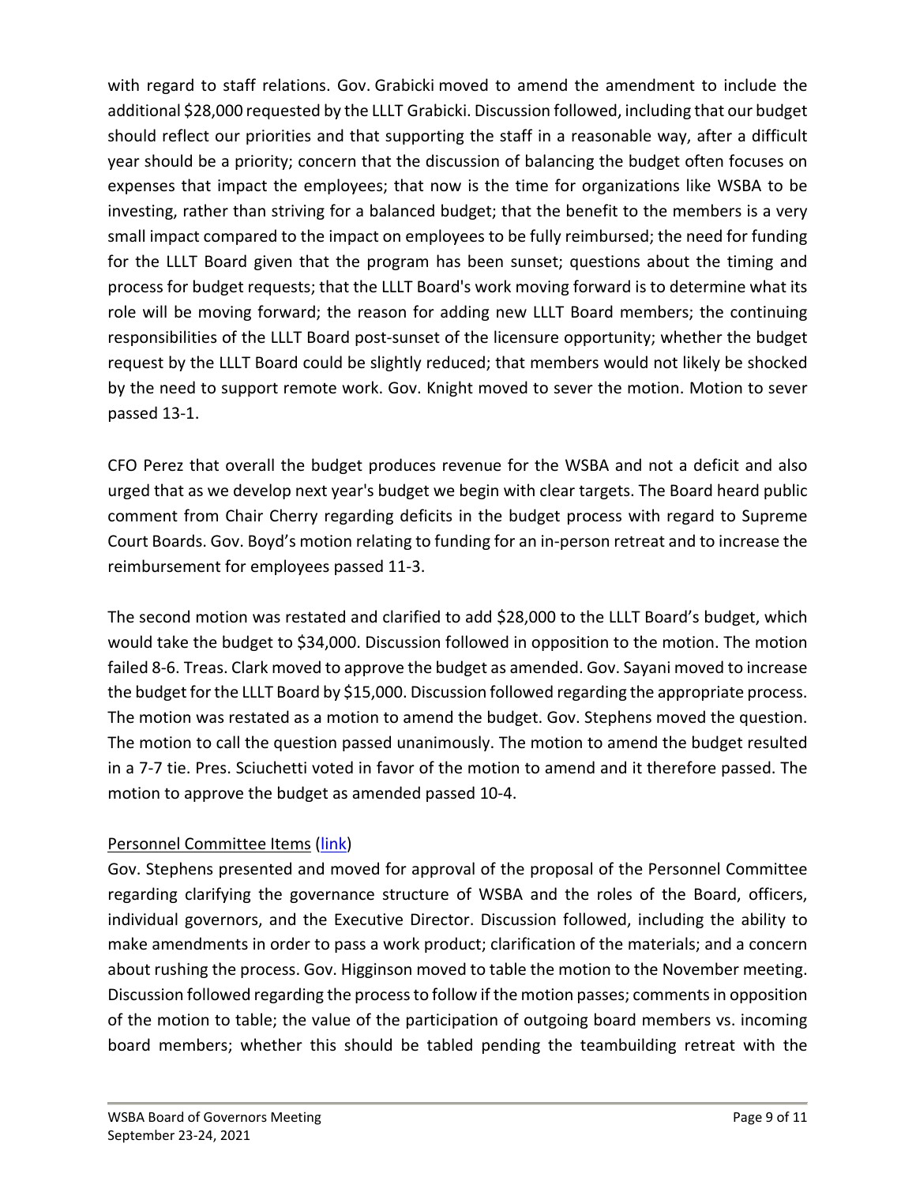with regard to staff relations. Gov. Grabicki moved to amend the amendment to include the additional $28,000 requested by the LLLT Grabicki. Discussion followed, including that our budget should reflect our priorities and that supporting the staff in a reasonable way, after a difficult year should be a priority; concern that the discussion of balancing the budget often focuses on expenses that impact the employees; that now is the time for organizations like WSBA to be investing, rather than striving for a balanced budget; that the benefit to the members is a very small impact compared to the impact on employees to be fully reimbursed; the need for funding for the LLLT Board given that the program has been sunset; questions about the timing and process for budget requests; that the LLLT Board's work moving forward is to determine what its role will be moving forward; the reason for adding new LLLT Board members; the continuing responsibilities of the LLLT Board post-sunset of the licensure opportunity; whether the budget request by the LLLT Board could be slightly reduced; that members would not likely be shocked by the need to support remote work. Gov. Knight moved to sever the motion. Motion to sever passed 13-1.

CFO Perez that overall the budget produces revenue for the WSBA and not a deficit and also urged that as we develop next year's budget we begin with clear targets. The Board heard public comment from Chair Cherry regarding deficits in the budget process with regard to Supreme Court Boards. Gov. Boyd's motion relating to funding for an in-person retreat and to increase the reimbursement for employees passed 11-3.

The second motion was restated and clarified to add $28,000 to the LLLT Board's budget, which would take the budget to $34,000. Discussion followed in opposition to the motion. The motion failed 8-6. Treas. Clark moved to approve the budget as amended. Gov. Sayani moved to increase the budget for the LLLT Board by $15,000. Discussion followed regarding the appropriate process. The motion was restated as a motion to amend the budget. Gov. Stephens moved the question. The motion to call the question passed unanimously. The motion to amend the budget resulted in a 7-7 tie. Pres. Sciuchetti voted in favor of the motion to amend and it therefore passed. The motion to approve the budget as amended passed 10-4.

Personnel Committee Items (link)

Gov. Stephens presented and moved for approval of the proposal of the Personnel Committee regarding clarifying the governance structure of WSBA and the roles of the Board, officers, individual governors, and the Executive Director. Discussion followed, including the ability to make amendments in order to pass a work product; clarification of the materials; and a concern about rushing the process. Gov. Higginson moved to table the motion to the November meeting. Discussion followed regarding the process to follow if the motion passes; comments in opposition of the motion to table; the value of the participation of outgoing board members vs. incoming board members; whether this should be tabled pending the teambuilding retreat with the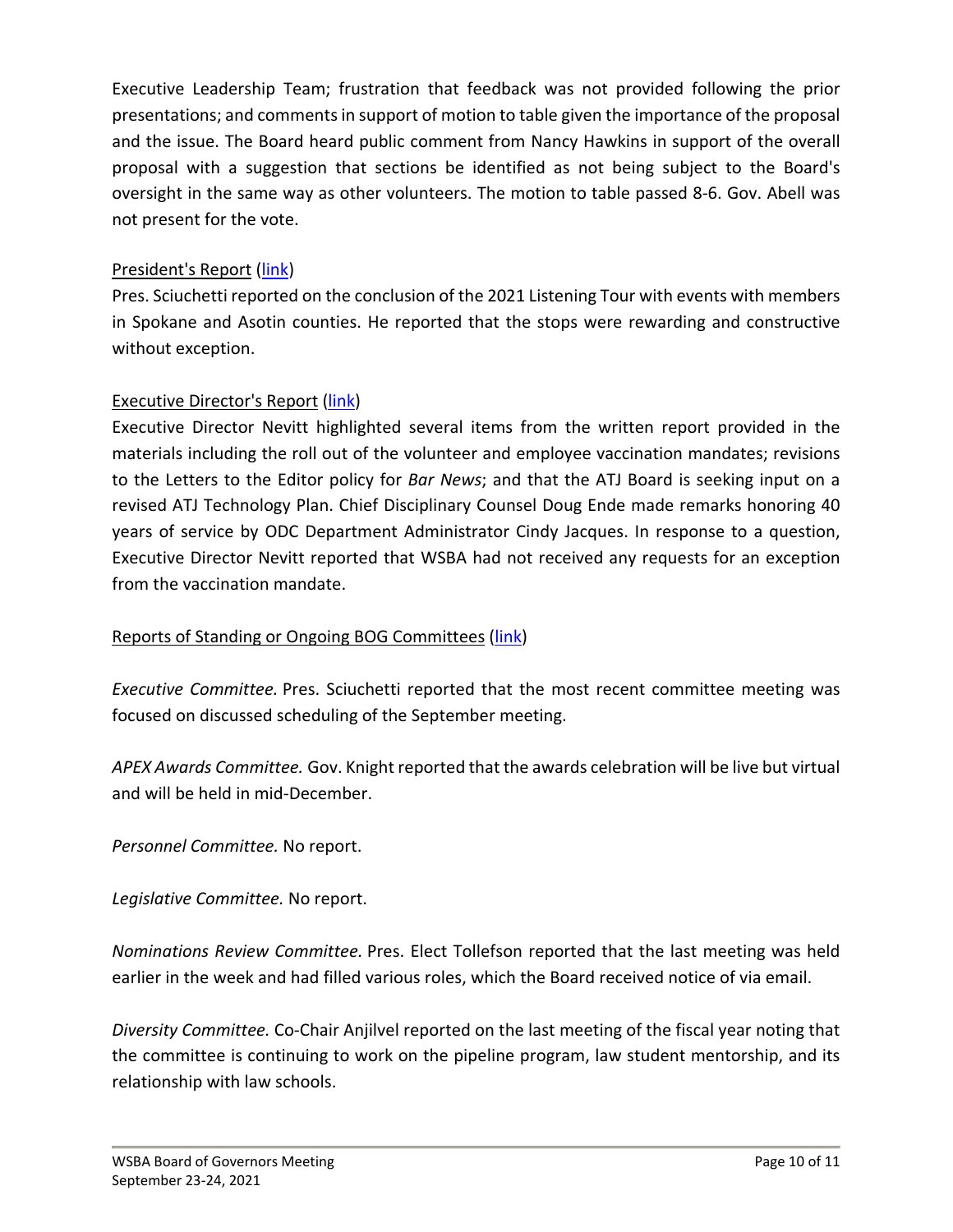Executive Leadership Team; frustration that feedback was not provided following the prior presentations; and comments in support of motion to table given the importance of the proposal and the issue. The Board heard public comment from Nancy Hawkins in support of the overall proposal with a suggestion that sections be identified as not being subject to the Board's oversight in the same way as other volunteers. The motion to table passed 8-6. Gov. Abell was not present for the vote.

President's Report (link)
Pres. Sciuchetti reported on the conclusion of the 2021 Listening Tour with events with members in Spokane and Asotin counties. He reported that the stops were rewarding and constructive without exception.

Executive Director's Report (link)
Executive Director Nevitt highlighted several items from the written report provided in the materials including the roll out of the volunteer and employee vaccination mandates; revisions to the Letters to the Editor policy for *Bar News*; and that the ATJ Board is seeking input on a revised ATJ Technology Plan. Chief Disciplinary Counsel Doug Ende made remarks honoring 40 years of service by ODC Department Administrator Cindy Jacques. In response to a question, Executive Director Nevitt reported that WSBA had not received any requests for an exception from the vaccination mandate.

Reports of Standing or Ongoing BOG Committees (link)

*Executive Committee.* Pres. Sciuchetti reported that the most recent committee meeting was focused on discussed scheduling of the September meeting.

*APEX Awards Committee.* Gov. Knight reported that the awards celebration will be live but virtual and will be held in mid-December.

*Personnel Committee.* No report.

*Legislative Committee.* No report.

*Nominations Review Committee.* Pres. Elect Tollefson reported that the last meeting was held earlier in the week and had filled various roles, which the Board received notice of via email.

*Diversity Committee.* Co-Chair Anjilvel reported on the last meeting of the fiscal year noting that the committee is continuing to work on the pipeline program, law student mentorship, and its relationship with law schools.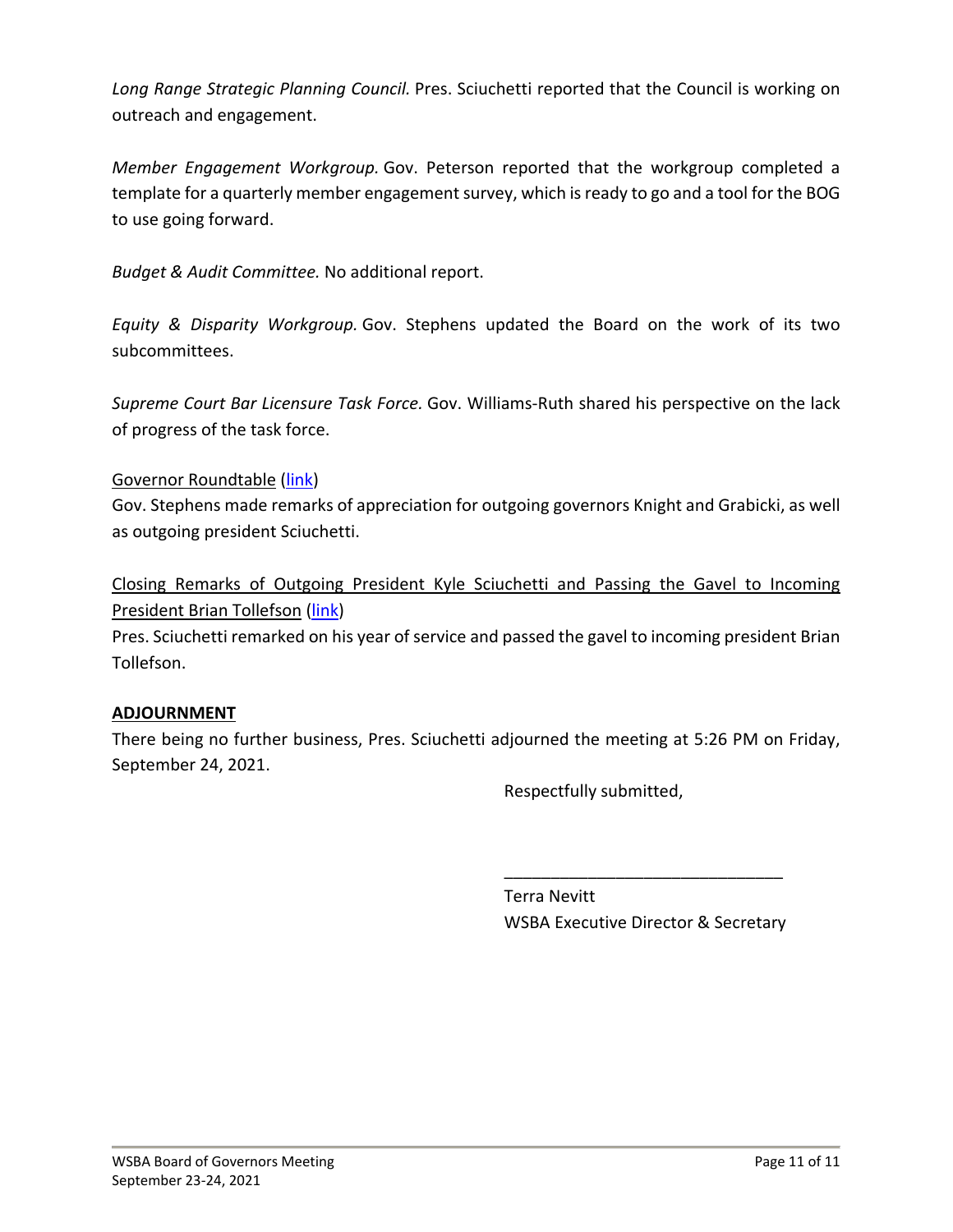*Long Range Strategic Planning Council.* Pres. Sciuchetti reported that the Council is working on outreach and engagement.

*Member Engagement Workgroup.* Gov. Peterson reported that the workgroup completed a template for a quarterly member engagement survey, which is ready to go and a tool for the BOG to use going forward.

*Budget & Audit Committee.* No additional report.

*Equity & Disparity Workgroup.* Gov. Stephens updated the Board on the work of its two subcommittees.

*Supreme Court Bar Licensure Task Force.* Gov. Williams-Ruth shared his perspective on the lack of progress of the task force.

Governor Roundtable (link)
Gov. Stephens made remarks of appreciation for outgoing governors Knight and Grabicki, as well as outgoing president Sciuchetti.

Closing Remarks of Outgoing President Kyle Sciuchetti and Passing the Gavel to Incoming President Brian Tollefson (link)
Pres. Sciuchetti remarked on his year of service and passed the gavel to incoming president Brian Tollefson.

**ADJOURNMENT**

There being no further business, Pres. Sciuchetti adjourned the meeting at 5:26 PM on Friday, September 24, 2021.

Respectfully submitted,

______________________________

Terra Nevitt
WSBA Executive Director & Secretary